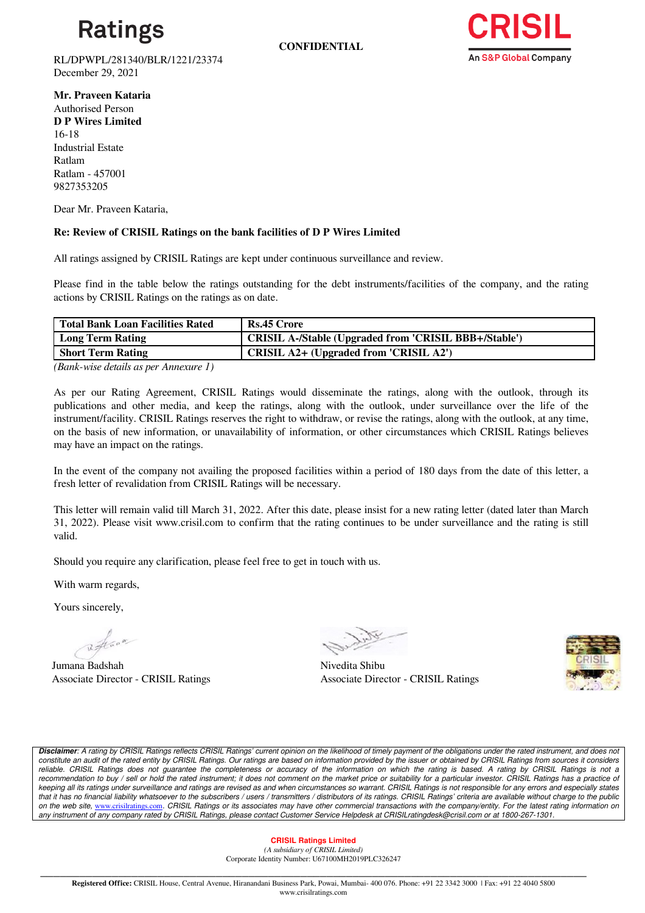Ratings

**CONFIDENTIAL**

CRISIL
An S&P Global Company

RL/DPWPL/281340/BLR/1221/23374
December 29, 2021

**Mr. Praveen Kataria**
Authorised Person
**D P Wires Limited**
16-18
Industrial Estate
Ratlam
Ratlam - 457001
9827353205

Dear Mr. Praveen Kataria,

**Re: Review of CRISIL Ratings on the bank facilities of D P Wires Limited**

All ratings assigned by CRISIL Ratings are kept under continuous surveillance and review.

Please find in the table below the ratings outstanding for the debt instruments/facilities of the company, and the rating actions by CRISIL Ratings on the ratings as on date.

| **Total Bank Loan Facilities Rated** | **Rs.45 Crore** |
|---|---|
| **Long Term Rating** | **CRISIL A-/Stable (Upgraded from 'CRISIL BBB+/Stable')** |
| **Short Term Rating** | **CRISIL A2+ (Upgraded from 'CRISIL A2')** |

*(Bank-wise details as per Annexure 1)*

As per our Rating Agreement, CRISIL Ratings would disseminate the ratings, along with the outlook, through its publications and other media, and keep the ratings, along with the outlook, under surveillance over the life of the instrument/facility. CRISIL Ratings reserves the right to withdraw, or revise the ratings, along with the outlook, at any time, on the basis of new information, or unavailability of information, or other circumstances which CRISIL Ratings believes may have an impact on the ratings.

In the event of the company not availing the proposed facilities within a period of 180 days from the date of this letter, a fresh letter of revalidation from CRISIL Ratings will be necessary.

This letter will remain valid till March 31, 2022. After this date, please insist for a new rating letter (dated later than March 31, 2022). Please visit www.crisil.com to confirm that the rating continues to be under surveillance and the rating is still valid.

Should you require any clarification, please feel free to get in touch with us.

With warm regards,

Yours sincerely,

Jumana Badshah
Associate Director - CRISIL Ratings

Nivedita Shibu
Associate Director - CRISIL Ratings

***Disclaimer**: A rating by CRISIL Ratings reflects CRISIL Ratings' current opinion on the likelihood of timely payment of the obligations under the rated instrument, and does not constitute an audit of the rated entity by CRISIL Ratings. Our ratings are based on information provided by the issuer or obtained by CRISIL Ratings from sources it considers reliable. CRISIL Ratings does not guarantee the completeness or accuracy of the information on which the rating is based. A rating by CRISIL Ratings is not a recommendation to buy / sell or hold the rated instrument; it does not comment on the market price or suitability for a particular investor. CRISIL Ratings has a practice of keeping all its ratings under surveillance and ratings are revised as and when circumstances so warrant. CRISIL Ratings is not responsible for any errors and especially states that it has no financial liability whatsoever to the subscribers / users / transmitters / distributors of its ratings. CRISIL Ratings' criteria are available without charge to the public on the web site, www.crisilratings.com. CRISIL Ratings or its associates may have other commercial transactions with the company/entity. For the latest rating information on any instrument of any company rated by CRISIL Ratings, please contact Customer Service Helpdesk at CRISILratingdesk@crisil.com or at 1800-267-1301.*

**CRISIL Ratings Limited**
*(A subsidiary of CRISIL Limited)*
Corporate Identity Number: U67100MH2019PLC326247

**Registered Office:** CRISIL House, Central Avenue, Hiranandani Business Park, Powai, Mumbai- 400 076. Phone: +91 22 3342 3000 | Fax: +91 22 4040 5800
www.crisilratings.com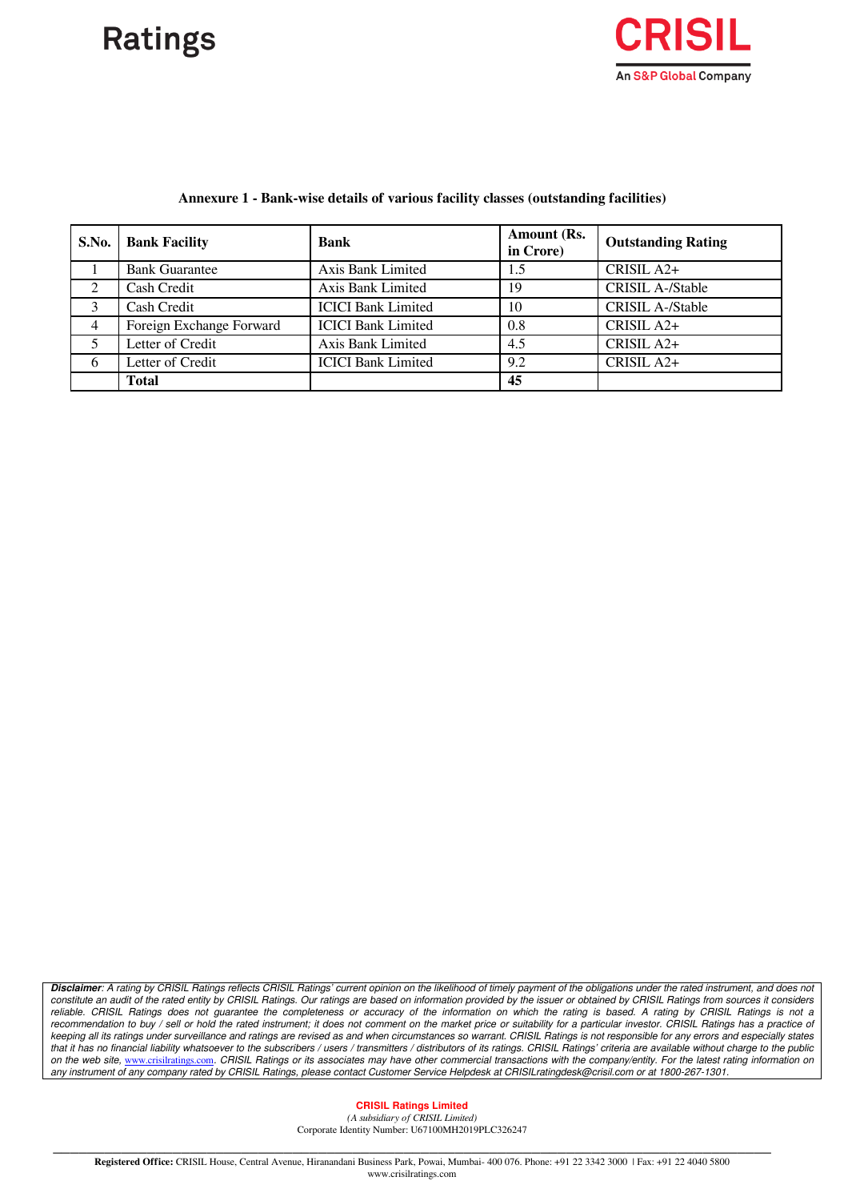**Annexure 1 - Bank-wise details of various facility classes (outstanding facilities)**

| S.No. | Bank Facility | Bank | Amount (Rs. in Crore) | Outstanding Rating |
|---|---|---|---|---|
| 1 | Bank Guarantee | Axis Bank Limited | 1.5 | CRISIL A2+ |
| 2 | Cash Credit | Axis Bank Limited | 19 | CRISIL A-/Stable |
| 3 | Cash Credit | ICICI Bank Limited | 10 | CRISIL A-/Stable |
| 4 | Foreign Exchange Forward | ICICI Bank Limited | 0.8 | CRISIL A2+ |
| 5 | Letter of Credit | Axis Bank Limited | 4.5 | CRISIL A2+ |
| 6 | Letter of Credit | ICICI Bank Limited | 9.2 | CRISIL A2+ |
| | **Total** | | **45** | |

***Disclaimer**: A rating by CRISIL Ratings reflects CRISIL Ratings' current opinion on the likelihood of timely payment of the obligations under the rated instrument, and does not constitute an audit of the rated entity by CRISIL Ratings. Our ratings are based on information provided by the issuer or obtained by CRISIL Ratings from sources it considers reliable. CRISIL Ratings does not guarantee the completeness or accuracy of the information on which the rating is based. A rating by CRISIL Ratings is not a recommendation to buy / sell or hold the rated instrument; it does not comment on the market price or suitability for a particular investor. CRISIL Ratings has a practice of keeping all its ratings under surveillance and ratings are revised as and when circumstances so warrant. CRISIL Ratings is not responsible for any errors and especially states that it has no financial liability whatsoever to the subscribers / users / transmitters / distributors of its ratings. CRISIL Ratings' criteria are available without charge to the public on the web site, www.crisilratings.com. CRISIL Ratings or its associates may have other commercial transactions with the company/entity. For the latest rating information on any instrument of any company rated by CRISIL Ratings, please contact Customer Service Helpdesk at CRISILratingdesk@crisil.com or at 1800-267-1301.*

**CRISIL Ratings Limited**
*(A subsidiary of CRISIL Limited)*
Corporate Identity Number: U67100MH2019PLC326247

**Registered Office:** CRISIL House, Central Avenue, Hiranandani Business Park, Powai, Mumbai- 400 076. Phone: +91 22 3342 3000 | Fax: +91 22 4040 5800
www.crisilratings.com